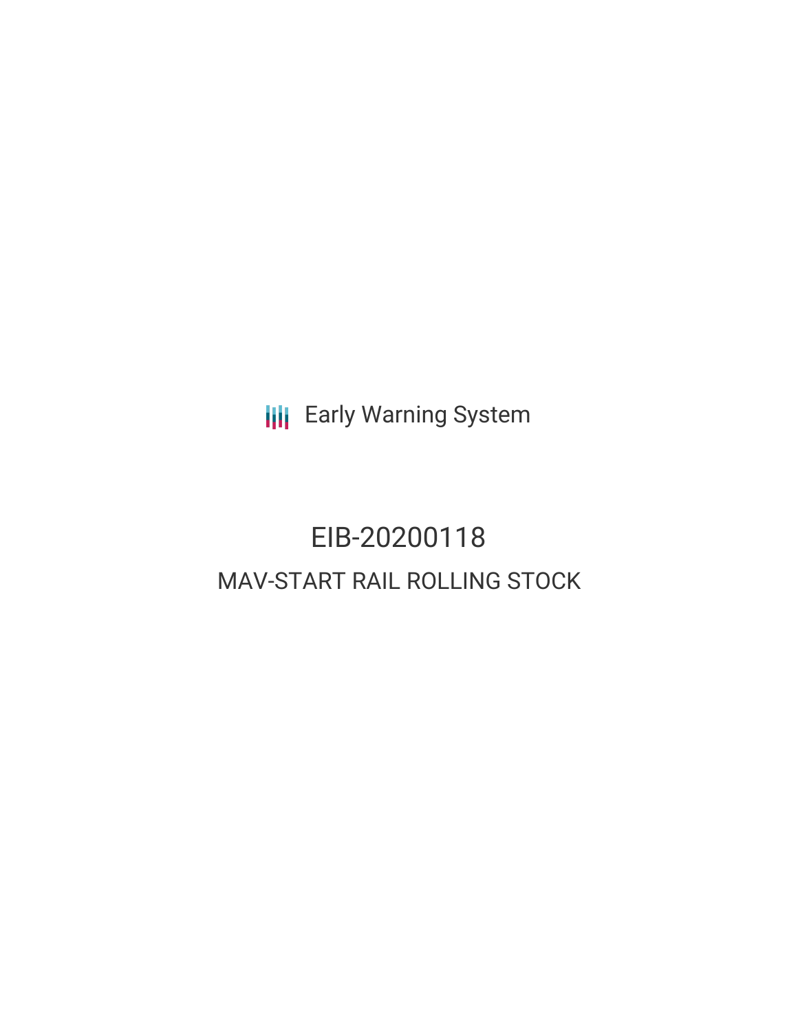Early Warning System

# EIB-20200118

## MAV-START RAIL ROLLING STOCK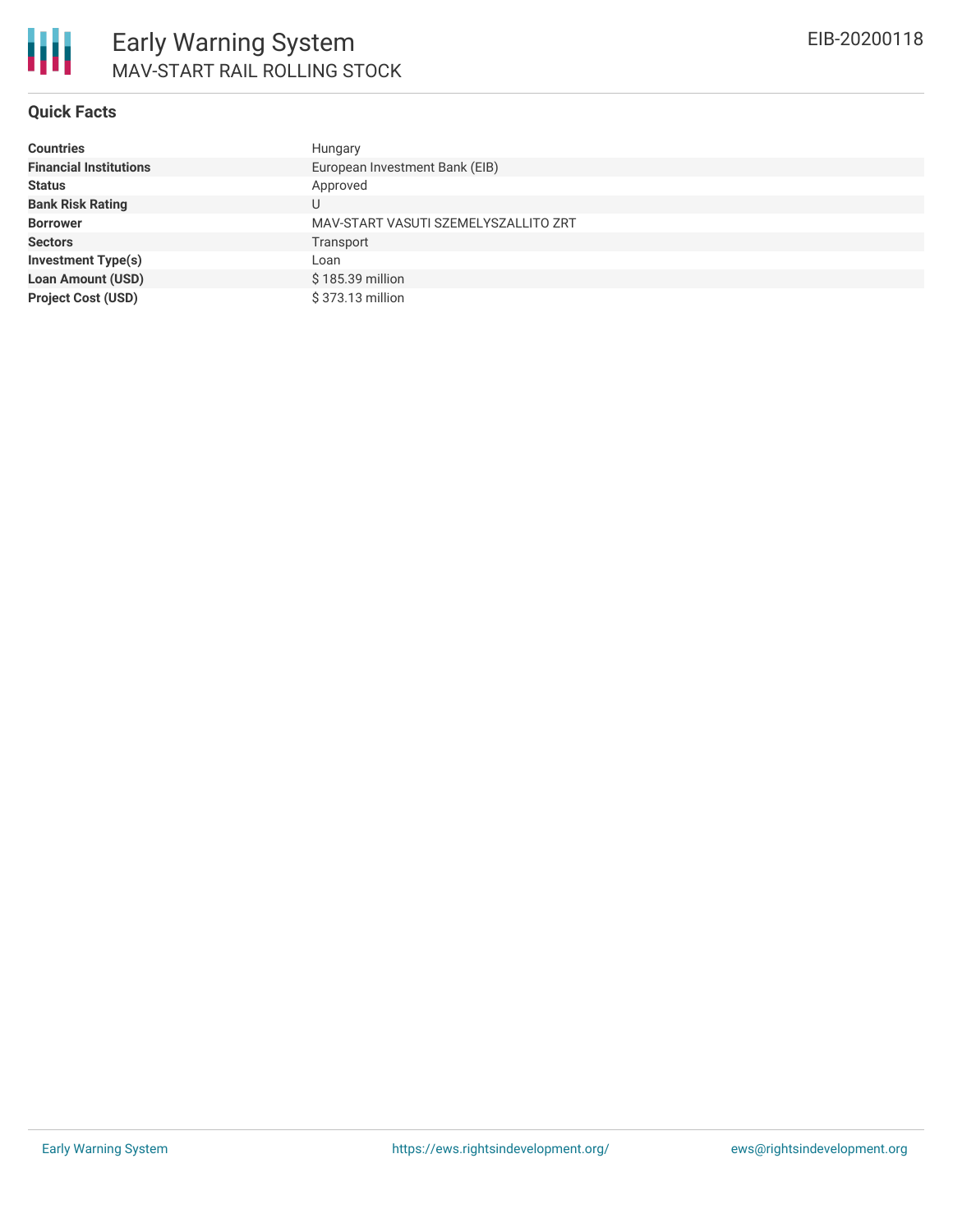# Early Warning System

## MAV-START RAIL ROLLING STOCK

EIB-20200118

### Quick Facts

| | |
|---|---|
| **Countries** | Hungary |
| **Financial Institutions** | European Investment Bank (EIB) |
| **Status** | Approved |
| **Bank Risk Rating** | U |
| **Borrower** | MAV-START VASUTI SZEMELYSZALLITO ZRT |
| **Sectors** | Transport |
| **Investment Type(s)** | Loan |
| **Loan Amount (USD)** | $ 185.39 million |
| **Project Cost (USD)** | $ 373.13 million |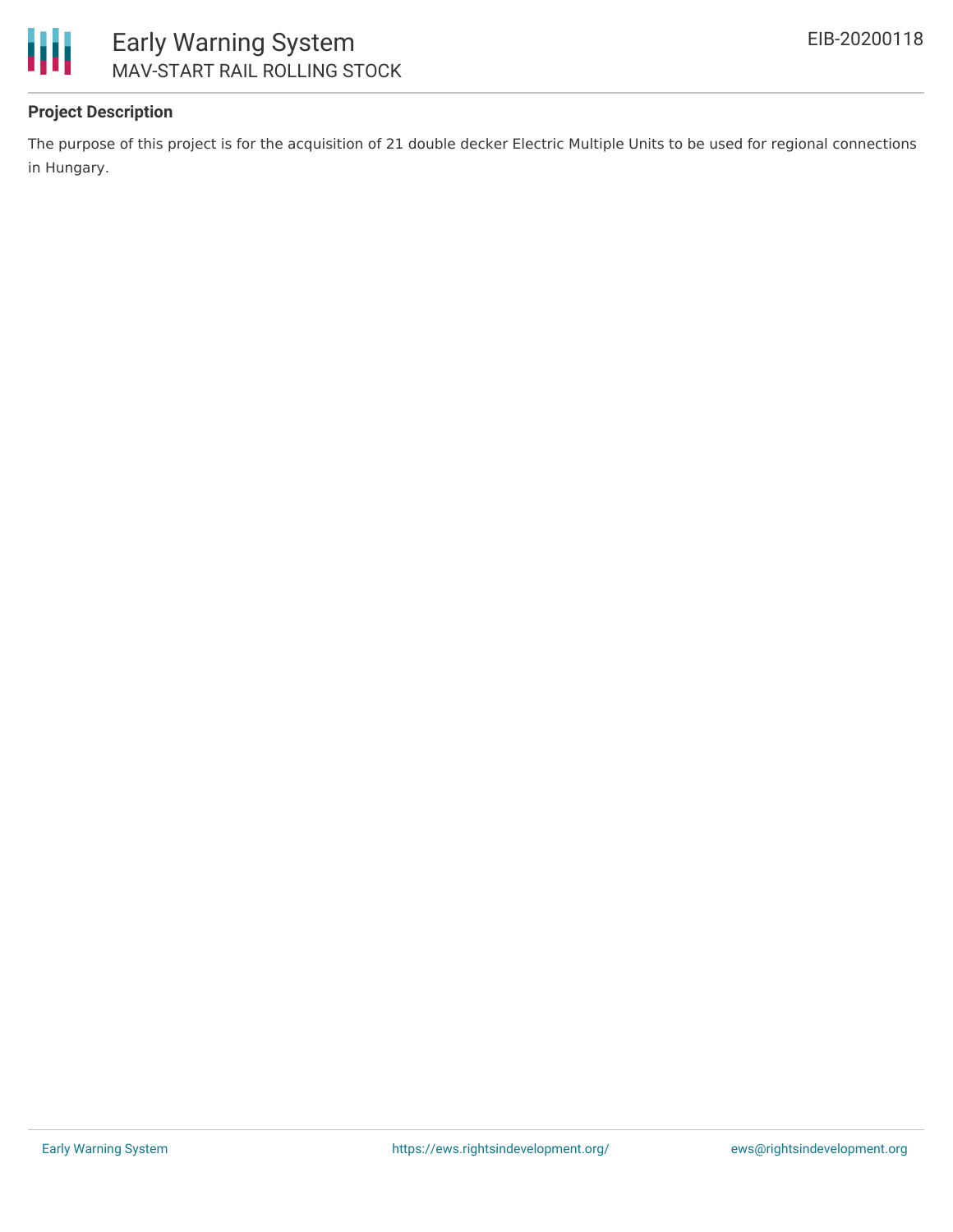**Project Description**

The purpose of this project is for the acquisition of 21 double decker Electric Multiple Units to be used for regional connections in Hungary.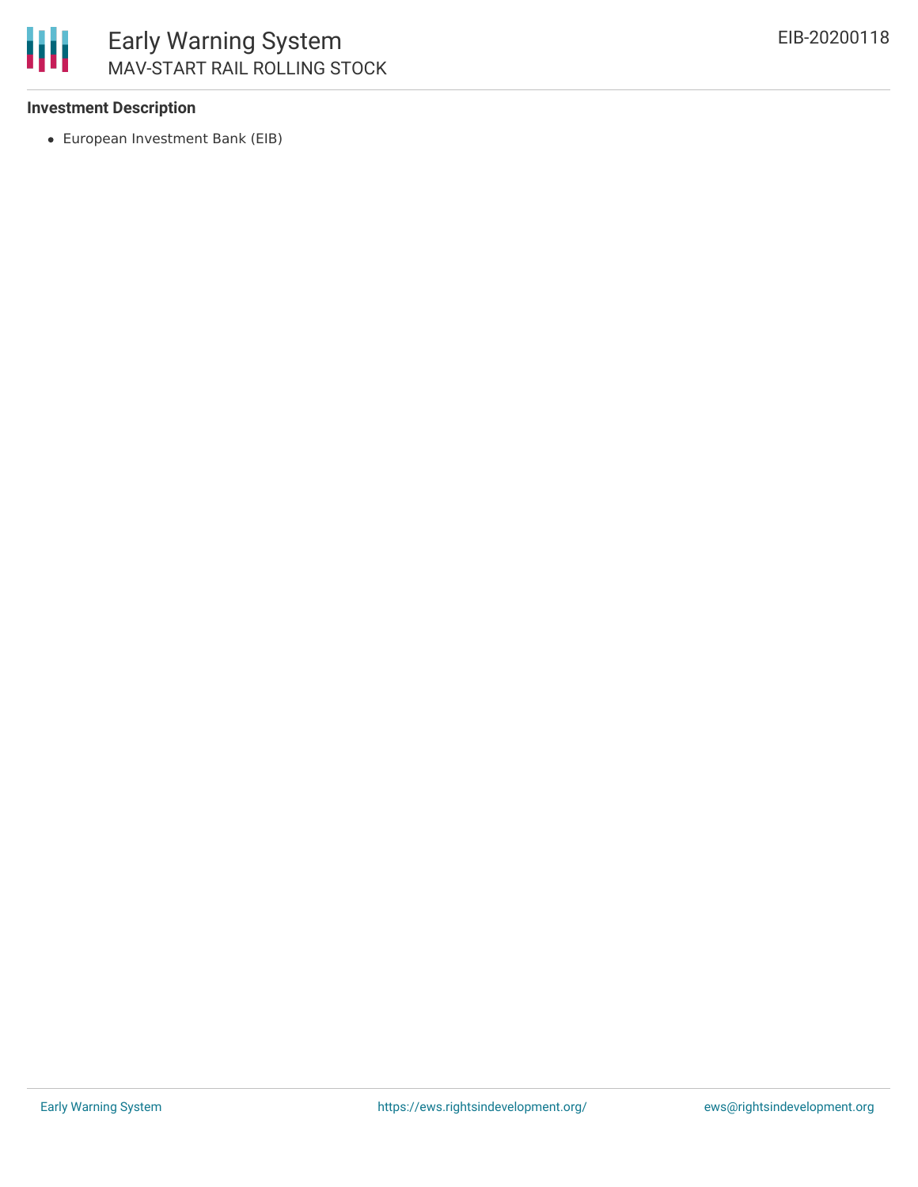**Investment Description**

- European Investment Bank (EIB)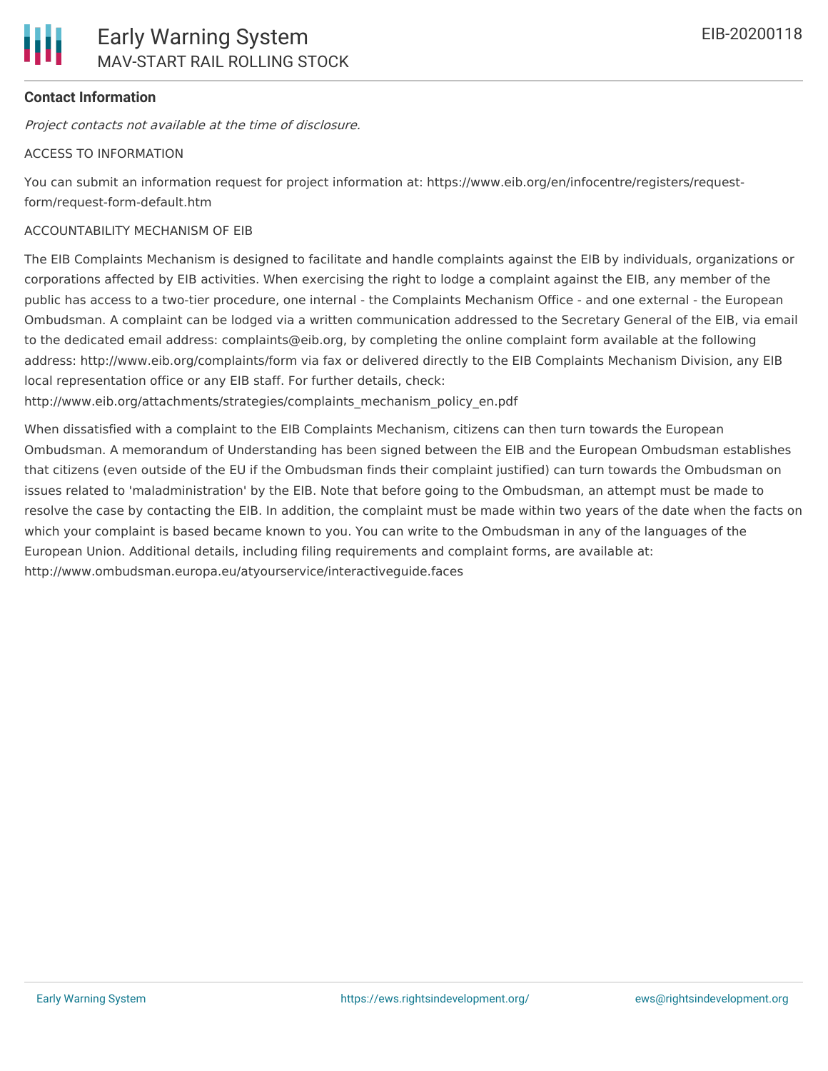**Contact Information**

*Project contacts not available at the time of disclosure.*

ACCESS TO INFORMATION

You can submit an information request for project information at: https://www.eib.org/en/infocentre/registers/request-form/request-form-default.htm

ACCOUNTABILITY MECHANISM OF EIB

The EIB Complaints Mechanism is designed to facilitate and handle complaints against the EIB by individuals, organizations or corporations affected by EIB activities. When exercising the right to lodge a complaint against the EIB, any member of the public has access to a two-tier procedure, one internal - the Complaints Mechanism Office - and one external - the European Ombudsman. A complaint can be lodged via a written communication addressed to the Secretary General of the EIB, via email to the dedicated email address: complaints@eib.org, by completing the online complaint form available at the following address: http://www.eib.org/complaints/form via fax or delivered directly to the EIB Complaints Mechanism Division, any EIB local representation office or any EIB staff. For further details, check: http://www.eib.org/attachments/strategies/complaints_mechanism_policy_en.pdf

When dissatisfied with a complaint to the EIB Complaints Mechanism, citizens can then turn towards the European Ombudsman. A memorandum of Understanding has been signed between the EIB and the European Ombudsman establishes that citizens (even outside of the EU if the Ombudsman finds their complaint justified) can turn towards the Ombudsman on issues related to 'maladministration' by the EIB. Note that before going to the Ombudsman, an attempt must be made to resolve the case by contacting the EIB. In addition, the complaint must be made within two years of the date when the facts on which your complaint is based became known to you. You can write to the Ombudsman in any of the languages of the European Union. Additional details, including filing requirements and complaint forms, are available at: http://www.ombudsman.europa.eu/atyourservice/interactiveguide.faces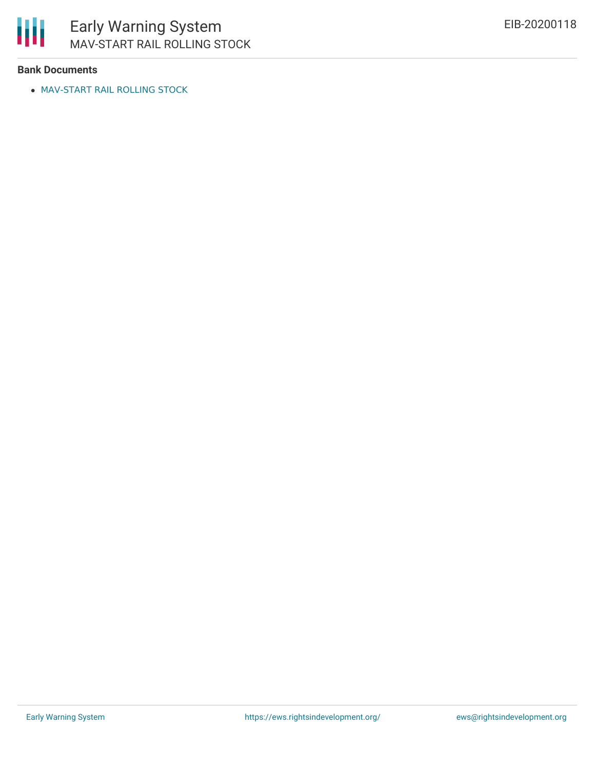**Bank Documents**

- MAV-START RAIL ROLLING STOCK